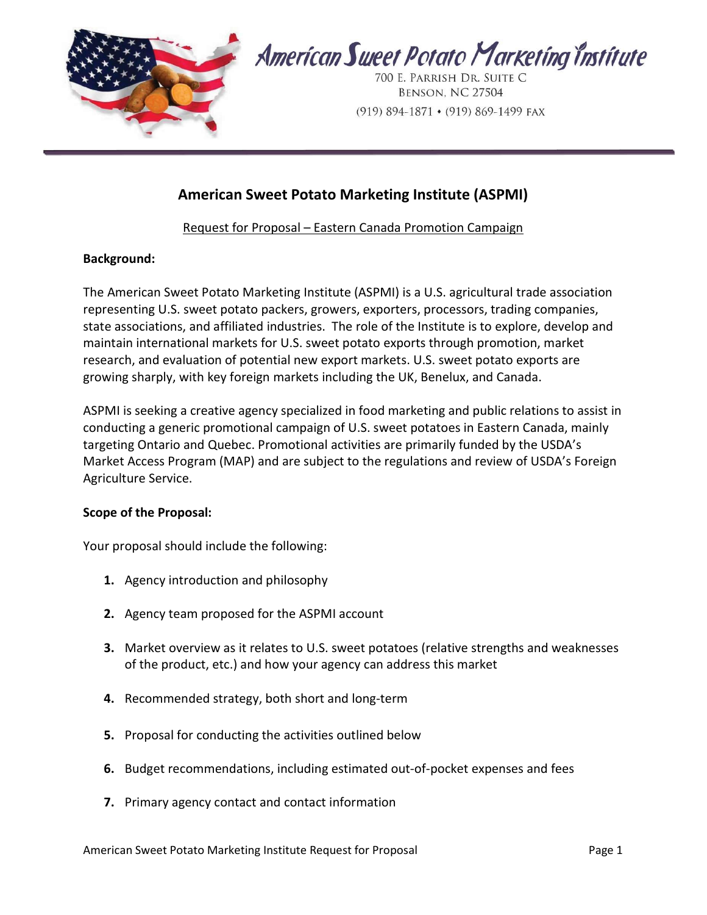American Sweet Potato Marketing Institute

700 E. Parrish Dr. Suite C
Benson, NC 27504
(919) 894-1871 • (919) 869-1499 FAX

# American Sweet Potato Marketing Institute (ASPMI)

Request for Proposal – Eastern Canada Promotion Campaign

**Background:**

The American Sweet Potato Marketing Institute (ASPMI) is a U.S. agricultural trade association representing U.S. sweet potato packers, growers, exporters, processors, trading companies, state associations, and affiliated industries. The role of the Institute is to explore, develop and maintain international markets for U.S. sweet potato exports through promotion, market research, and evaluation of potential new export markets. U.S. sweet potato exports are growing sharply, with key foreign markets including the UK, Benelux, and Canada.

ASPMI is seeking a creative agency specialized in food marketing and public relations to assist in conducting a generic promotional campaign of U.S. sweet potatoes in Eastern Canada, mainly targeting Ontario and Quebec. Promotional activities are primarily funded by the USDA's Market Access Program (MAP) and are subject to the regulations and review of USDA's Foreign Agriculture Service.

**Scope of the Proposal:**

Your proposal should include the following:

1. Agency introduction and philosophy
2. Agency team proposed for the ASPMI account
3. Market overview as it relates to U.S. sweet potatoes (relative strengths and weaknesses of the product, etc.) and how your agency can address this market
4. Recommended strategy, both short and long-term
5. Proposal for conducting the activities outlined below
6. Budget recommendations, including estimated out-of-pocket expenses and fees
7. Primary agency contact and contact information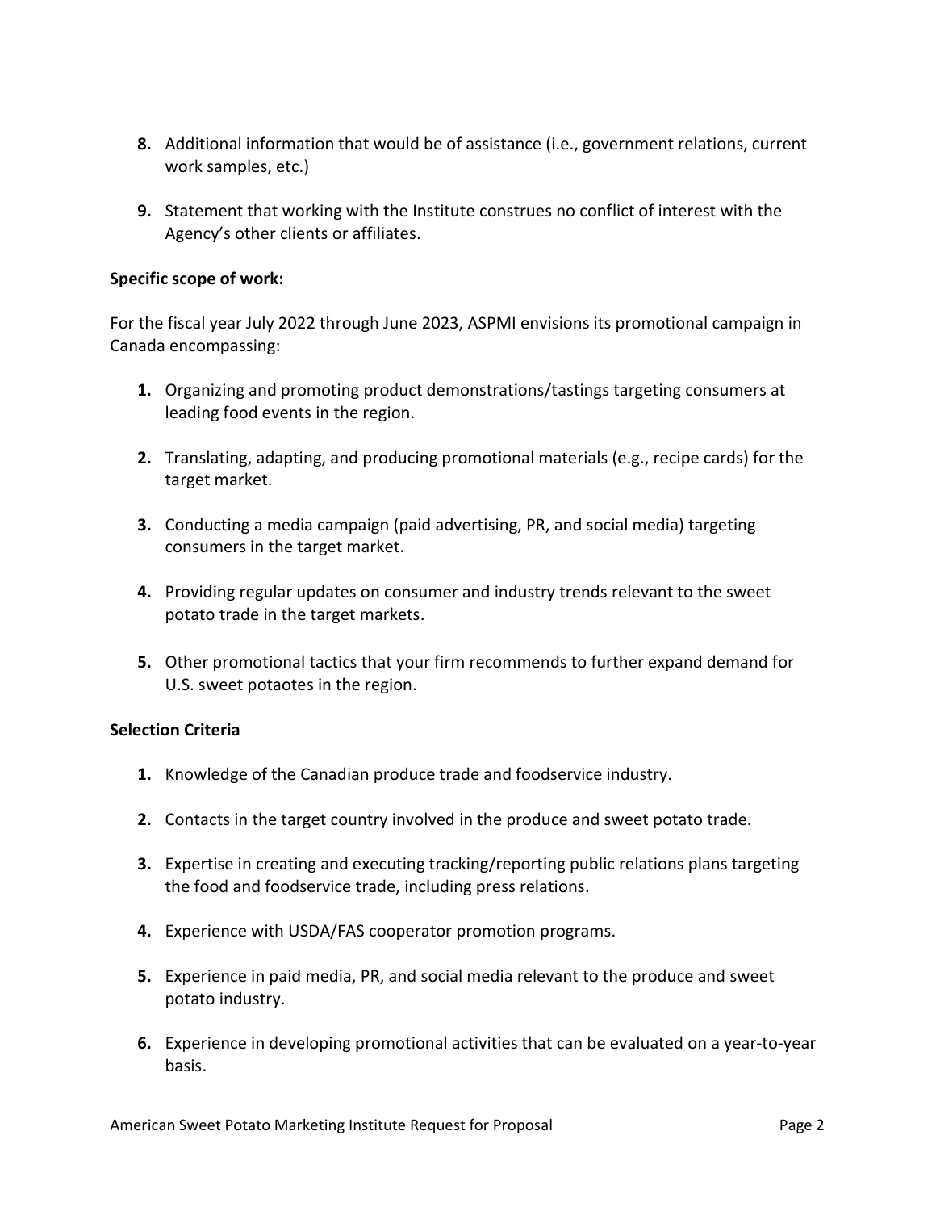8. Additional information that would be of assistance (i.e., government relations, current work samples, etc.)

9. Statement that working with the Institute construes no conflict of interest with the Agency's other clients or affiliates.

**Specific scope of work:**

For the fiscal year July 2022 through June 2023, ASPMI envisions its promotional campaign in Canada encompassing:

1. Organizing and promoting product demonstrations/tastings targeting consumers at leading food events in the region.

2. Translating, adapting, and producing promotional materials (e.g., recipe cards) for the target market.

3. Conducting a media campaign (paid advertising, PR, and social media) targeting consumers in the target market.

4. Providing regular updates on consumer and industry trends relevant to the sweet potato trade in the target markets.

5. Other promotional tactics that your firm recommends to further expand demand for U.S. sweet potaotes in the region.

**Selection Criteria**

1. Knowledge of the Canadian produce trade and foodservice industry.

2. Contacts in the target country involved in the produce and sweet potato trade.

3. Expertise in creating and executing tracking/reporting public relations plans targeting the food and foodservice trade, including press relations.

4. Experience with USDA/FAS cooperator promotion programs.

5. Experience in paid media, PR, and social media relevant to the produce and sweet potato industry.

6. Experience in developing promotional activities that can be evaluated on a year-to-year basis.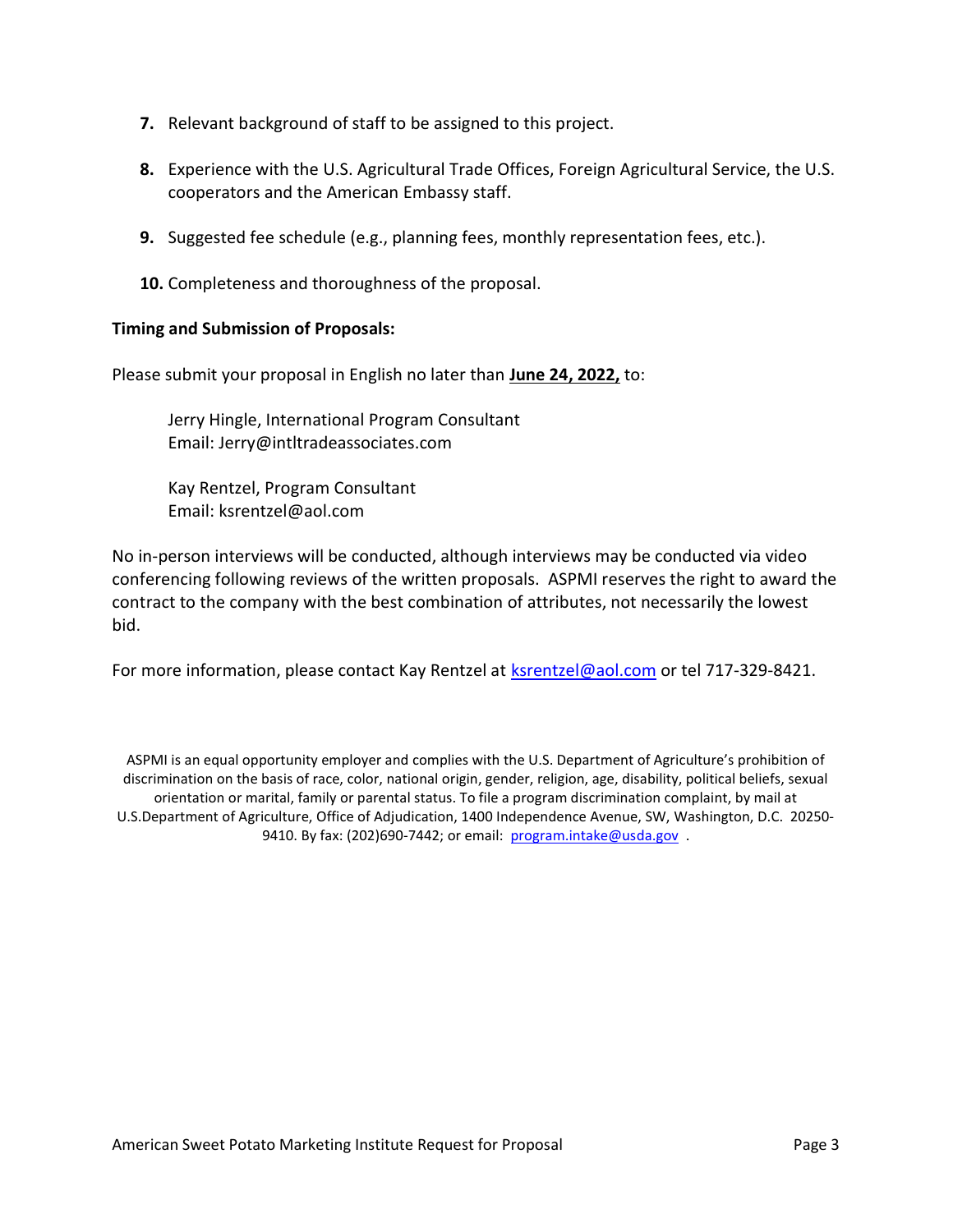7. Relevant background of staff to be assigned to this project.

8. Experience with the U.S. Agricultural Trade Offices, Foreign Agricultural Service, the U.S. cooperators and the American Embassy staff.

9. Suggested fee schedule (e.g., planning fees, monthly representation fees, etc.).

10. Completeness and thoroughness of the proposal.

**Timing and Submission of Proposals:**

Please submit your proposal in English no later than **June 24, 2022,** to:

Jerry Hingle, International Program Consultant
Email: Jerry@intltradeassociates.com

Kay Rentzel, Program Consultant
Email: ksrentzel@aol.com

No in-person interviews will be conducted, although interviews may be conducted via video conferencing following reviews of the written proposals. ASPMI reserves the right to award the contract to the company with the best combination of attributes, not necessarily the lowest bid.

For more information, please contact Kay Rentzel at ksrentzel@aol.com or tel 717-329-8421.

ASPMI is an equal opportunity employer and complies with the U.S. Department of Agriculture's prohibition of discrimination on the basis of race, color, national origin, gender, religion, age, disability, political beliefs, sexual orientation or marital, family or parental status. To file a program discrimination complaint, by mail at U.S.Department of Agriculture, Office of Adjudication, 1400 Independence Avenue, SW, Washington, D.C. 20250-9410. By fax: (202)690-7442; or email: program.intake@usda.gov .